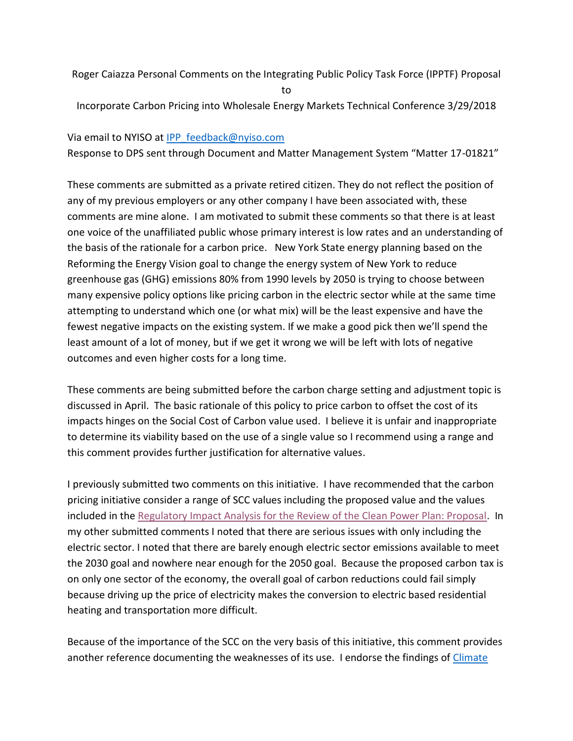Roger Caiazza Personal Comments on the Integrating Public Policy Task Force (IPPTF) Proposal to Incorporate Carbon Pricing into Wholesale Energy Markets Technical Conference 3/29/2018

Via email to NYISO at IPP_feedback@nyiso.com
Response to DPS sent through Document and Matter Management System "Matter 17-01821"

These comments are submitted as a private retired citizen. They do not reflect the position of any of my previous employers or any other company I have been associated with, these comments are mine alone. I am motivated to submit these comments so that there is at least one voice of the unaffiliated public whose primary interest is low rates and an understanding of the basis of the rationale for a carbon price. New York State energy planning based on the Reforming the Energy Vision goal to change the energy system of New York to reduce greenhouse gas (GHG) emissions 80% from 1990 levels by 2050 is trying to choose between many expensive policy options like pricing carbon in the electric sector while at the same time attempting to understand which one (or what mix) will be the least expensive and have the fewest negative impacts on the existing system. If we make a good pick then we'll spend the least amount of a lot of money, but if we get it wrong we will be left with lots of negative outcomes and even higher costs for a long time.

These comments are being submitted before the carbon charge setting and adjustment topic is discussed in April. The basic rationale of this policy to price carbon to offset the cost of its impacts hinges on the Social Cost of Carbon value used. I believe it is unfair and inappropriate to determine its viability based on the use of a single value so I recommend using a range and this comment provides further justification for alternative values.

I previously submitted two comments on this initiative. I have recommended that the carbon pricing initiative consider a range of SCC values including the proposed value and the values included in the Regulatory Impact Analysis for the Review of the Clean Power Plan: Proposal. In my other submitted comments I noted that there are serious issues with only including the electric sector. I noted that there are barely enough electric sector emissions available to meet the 2030 goal and nowhere near enough for the 2050 goal. Because the proposed carbon tax is on only one sector of the economy, the overall goal of carbon reductions could fail simply because driving up the price of electricity makes the conversion to electric based residential heating and transportation more difficult.

Because of the importance of the SCC on the very basis of this initiative, this comment provides another reference documenting the weaknesses of its use. I endorse the findings of Climate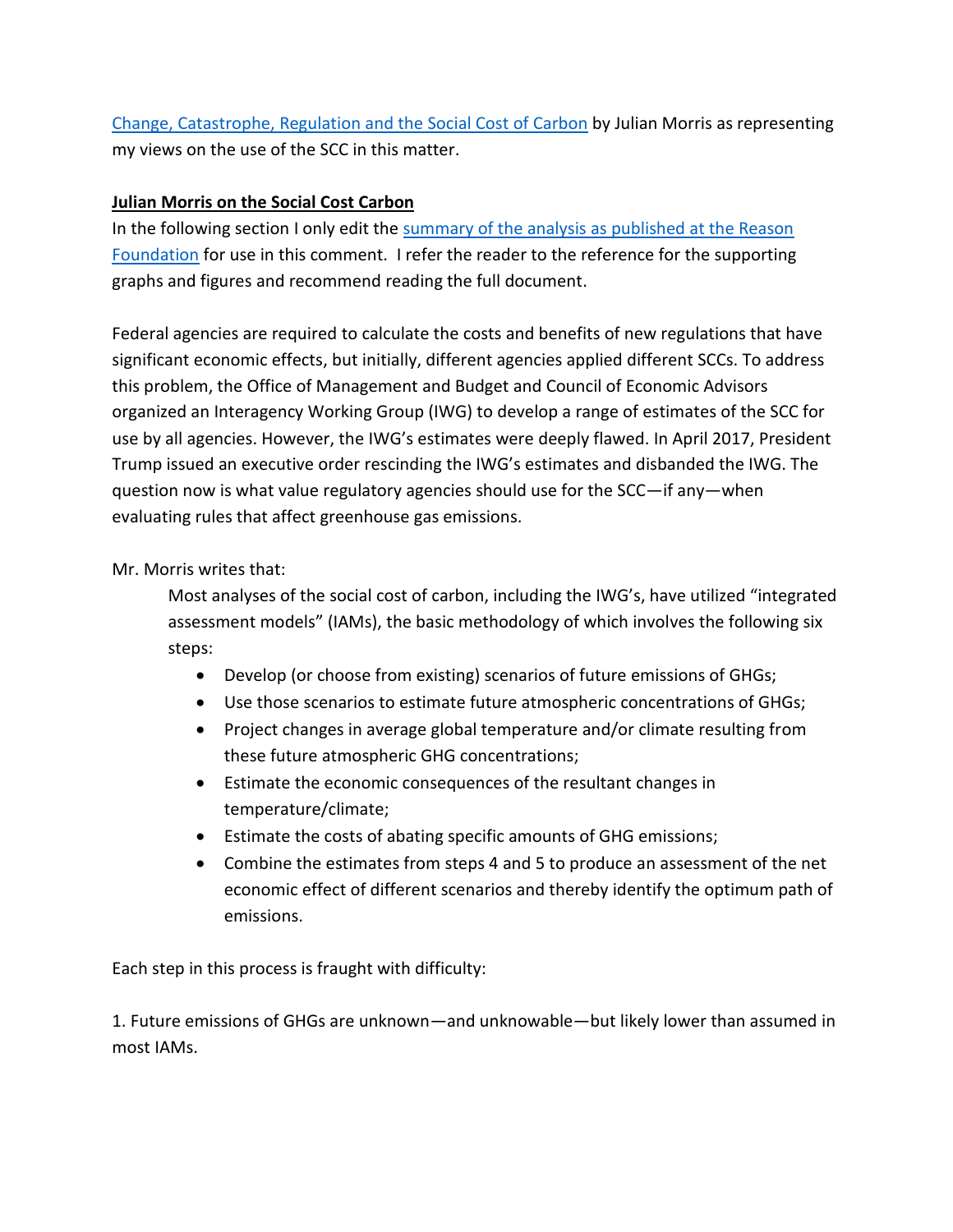[Change, Catastrophe, Regulation and the Social Cost of Carbon](#) by Julian Morris as representing my views on the use of the SCC in this matter.

**Julian Morris on the Social Cost Carbon**

In the following section I only edit the [summary of the analysis as published at the Reason Foundation](#) for use in this comment. I refer the reader to the reference for the supporting graphs and figures and recommend reading the full document.

Federal agencies are required to calculate the costs and benefits of new regulations that have significant economic effects, but initially, different agencies applied different SCCs. To address this problem, the Office of Management and Budget and Council of Economic Advisors organized an Interagency Working Group (IWG) to develop a range of estimates of the SCC for use by all agencies. However, the IWG's estimates were deeply flawed. In April 2017, President Trump issued an executive order rescinding the IWG's estimates and disbanded the IWG. The question now is what value regulatory agencies should use for the SCC—if any—when evaluating rules that affect greenhouse gas emissions.

Mr. Morris writes that:

> Most analyses of the social cost of carbon, including the IWG's, have utilized "integrated assessment models" (IAMs), the basic methodology of which involves the following six steps:
>
> - Develop (or choose from existing) scenarios of future emissions of GHGs;
> - Use those scenarios to estimate future atmospheric concentrations of GHGs;
> - Project changes in average global temperature and/or climate resulting from these future atmospheric GHG concentrations;
> - Estimate the economic consequences of the resultant changes in temperature/climate;
> - Estimate the costs of abating specific amounts of GHG emissions;
> - Combine the estimates from steps 4 and 5 to produce an assessment of the net economic effect of different scenarios and thereby identify the optimum path of emissions.

Each step in this process is fraught with difficulty:

1. Future emissions of GHGs are unknown—and unknowable—but likely lower than assumed in most IAMs.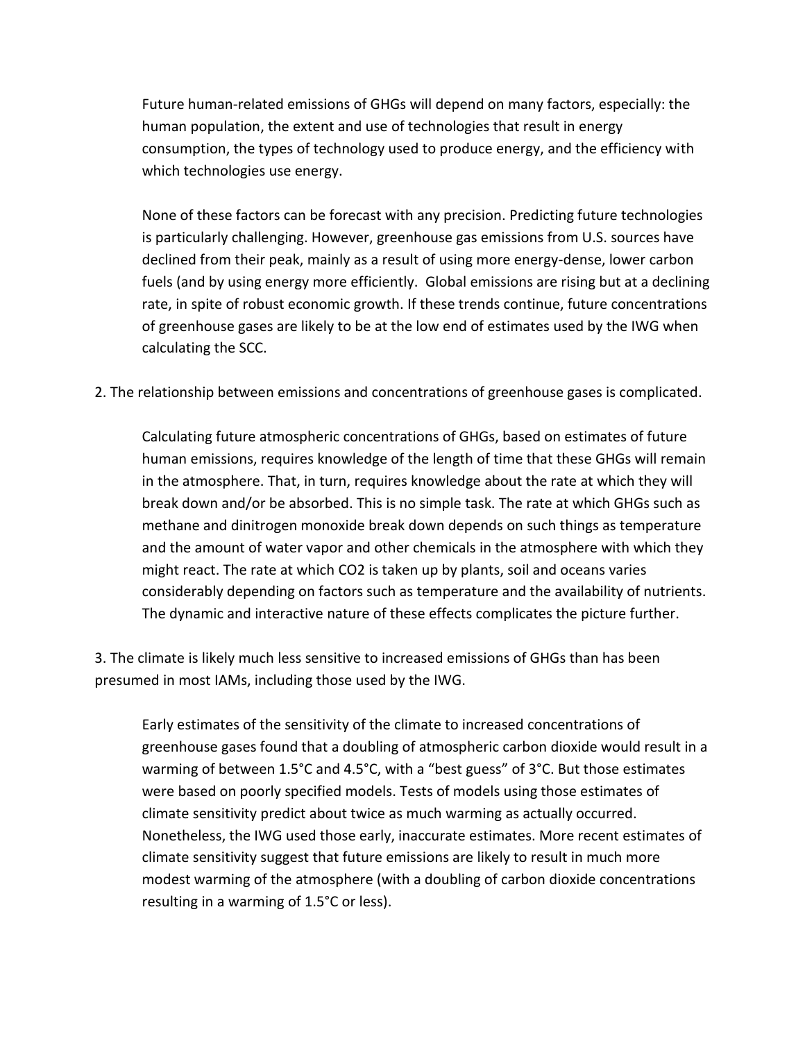Future human-related emissions of GHGs will depend on many factors, especially: the human population, the extent and use of technologies that result in energy consumption, the types of technology used to produce energy, and the efficiency with which technologies use energy.

None of these factors can be forecast with any precision. Predicting future technologies is particularly challenging. However, greenhouse gas emissions from U.S. sources have declined from their peak, mainly as a result of using more energy-dense, lower carbon fuels (and by using energy more efficiently. Global emissions are rising but at a declining rate, in spite of robust economic growth. If these trends continue, future concentrations of greenhouse gases are likely to be at the low end of estimates used by the IWG when calculating the SCC.

2. The relationship between emissions and concentrations of greenhouse gases is complicated.

Calculating future atmospheric concentrations of GHGs, based on estimates of future human emissions, requires knowledge of the length of time that these GHGs will remain in the atmosphere. That, in turn, requires knowledge about the rate at which they will break down and/or be absorbed. This is no simple task. The rate at which GHGs such as methane and dinitrogen monoxide break down depends on such things as temperature and the amount of water vapor and other chemicals in the atmosphere with which they might react. The rate at which $CO_2$ is taken up by plants, soil and oceans varies considerably depending on factors such as temperature and the availability of nutrients. The dynamic and interactive nature of these effects complicates the picture further.

3. The climate is likely much less sensitive to increased emissions of GHGs than has been presumed in most IAMs, including those used by the IWG.

Early estimates of the sensitivity of the climate to increased concentrations of greenhouse gases found that a doubling of atmospheric carbon dioxide would result in a warming of between 1.5°C and 4.5°C, with a "best guess" of 3°C. But those estimates were based on poorly specified models. Tests of models using those estimates of climate sensitivity predict about twice as much warming as actually occurred. Nonetheless, the IWG used those early, inaccurate estimates. More recent estimates of climate sensitivity suggest that future emissions are likely to result in much more modest warming of the atmosphere (with a doubling of carbon dioxide concentrations resulting in a warming of 1.5°C or less).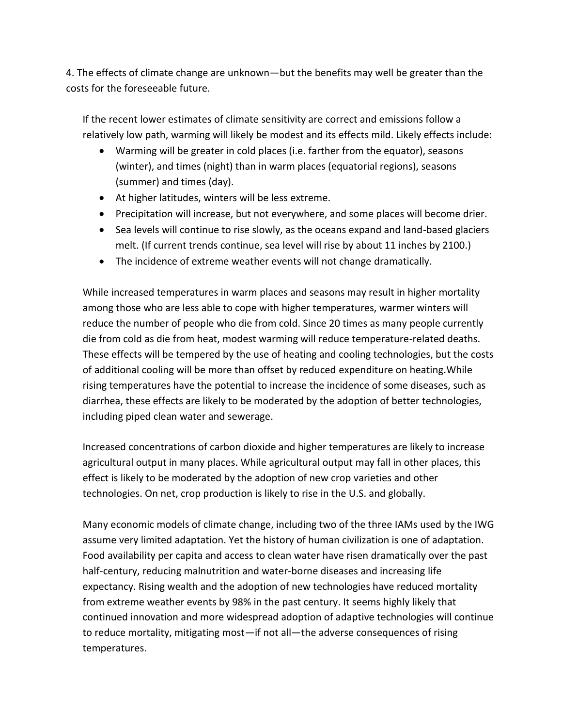4. The effects of climate change are unknown—but the benefits may well be greater than the costs for the foreseeable future.

If the recent lower estimates of climate sensitivity are correct and emissions follow a relatively low path, warming will likely be modest and its effects mild. Likely effects include:

- Warming will be greater in cold places (i.e. farther from the equator), seasons (winter), and times (night) than in warm places (equatorial regions), seasons (summer) and times (day).
- At higher latitudes, winters will be less extreme.
- Precipitation will increase, but not everywhere, and some places will become drier.
- Sea levels will continue to rise slowly, as the oceans expand and land-based glaciers melt. (If current trends continue, sea level will rise by about 11 inches by 2100.)
- The incidence of extreme weather events will not change dramatically.

While increased temperatures in warm places and seasons may result in higher mortality among those who are less able to cope with higher temperatures, warmer winters will reduce the number of people who die from cold. Since 20 times as many people currently die from cold as die from heat, modest warming will reduce temperature-related deaths. These effects will be tempered by the use of heating and cooling technologies, but the costs of additional cooling will be more than offset by reduced expenditure on heating.While rising temperatures have the potential to increase the incidence of some diseases, such as diarrhea, these effects are likely to be moderated by the adoption of better technologies, including piped clean water and sewerage.

Increased concentrations of carbon dioxide and higher temperatures are likely to increase agricultural output in many places. While agricultural output may fall in other places, this effect is likely to be moderated by the adoption of new crop varieties and other technologies. On net, crop production is likely to rise in the U.S. and globally.

Many economic models of climate change, including two of the three IAMs used by the IWG assume very limited adaptation. Yet the history of human civilization is one of adaptation. Food availability per capita and access to clean water have risen dramatically over the past half-century, reducing malnutrition and water-borne diseases and increasing life expectancy. Rising wealth and the adoption of new technologies have reduced mortality from extreme weather events by 98% in the past century. It seems highly likely that continued innovation and more widespread adoption of adaptive technologies will continue to reduce mortality, mitigating most—if not all—the adverse consequences of rising temperatures.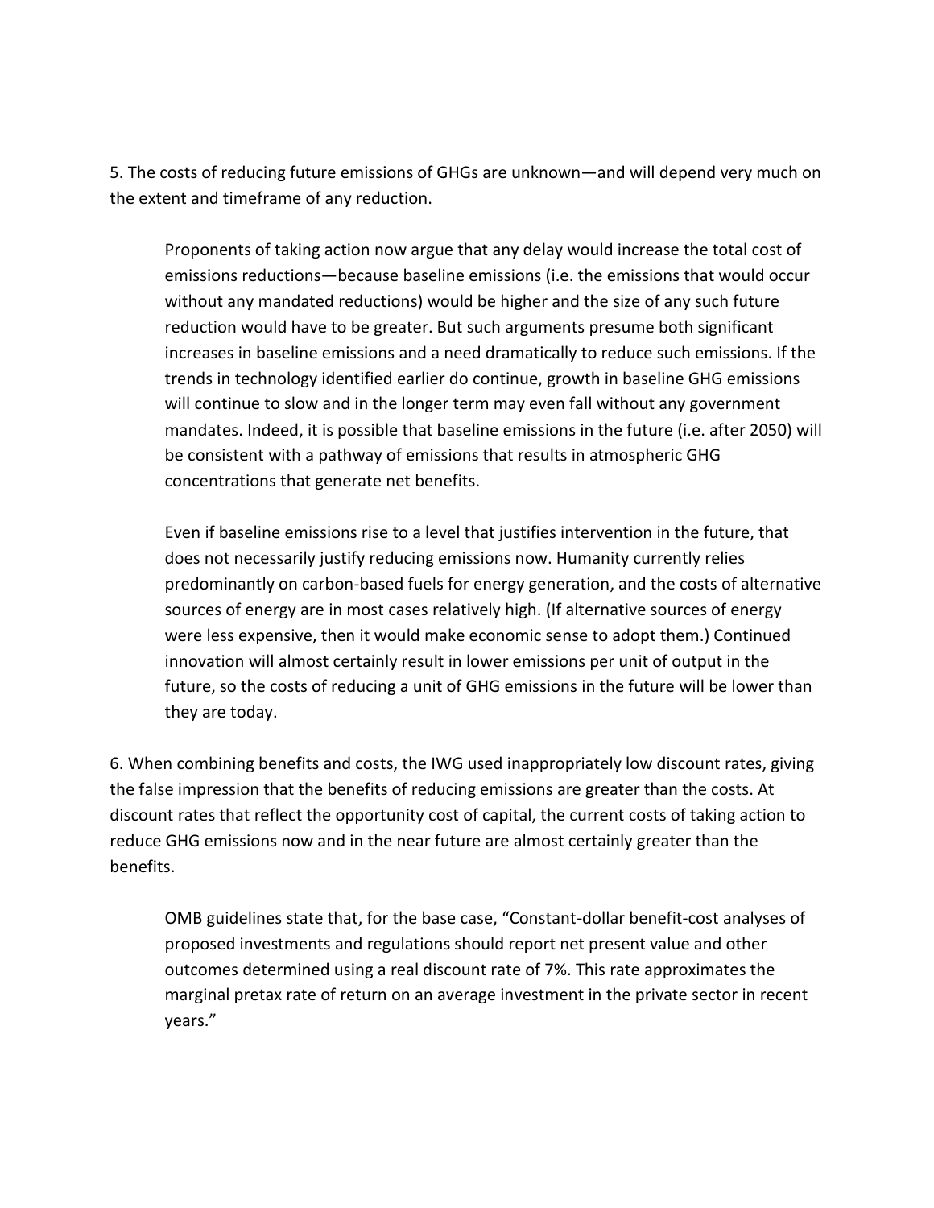5. The costs of reducing future emissions of GHGs are unknown—and will depend very much on the extent and timeframe of any reduction.

> Proponents of taking action now argue that any delay would increase the total cost of emissions reductions—because baseline emissions (i.e. the emissions that would occur without any mandated reductions) would be higher and the size of any such future reduction would have to be greater. But such arguments presume both significant increases in baseline emissions and a need dramatically to reduce such emissions. If the trends in technology identified earlier do continue, growth in baseline GHG emissions will continue to slow and in the longer term may even fall without any government mandates. Indeed, it is possible that baseline emissions in the future (i.e. after 2050) will be consistent with a pathway of emissions that results in atmospheric GHG concentrations that generate net benefits.
>
> Even if baseline emissions rise to a level that justifies intervention in the future, that does not necessarily justify reducing emissions now. Humanity currently relies predominantly on carbon-based fuels for energy generation, and the costs of alternative sources of energy are in most cases relatively high. (If alternative sources of energy were less expensive, then it would make economic sense to adopt them.) Continued innovation will almost certainly result in lower emissions per unit of output in the future, so the costs of reducing a unit of GHG emissions in the future will be lower than they are today.

6. When combining benefits and costs, the IWG used inappropriately low discount rates, giving the false impression that the benefits of reducing emissions are greater than the costs. At discount rates that reflect the opportunity cost of capital, the current costs of taking action to reduce GHG emissions now and in the near future are almost certainly greater than the benefits.

> OMB guidelines state that, for the base case, "Constant-dollar benefit-cost analyses of proposed investments and regulations should report net present value and other outcomes determined using a real discount rate of 7%. This rate approximates the marginal pretax rate of return on an average investment in the private sector in recent years."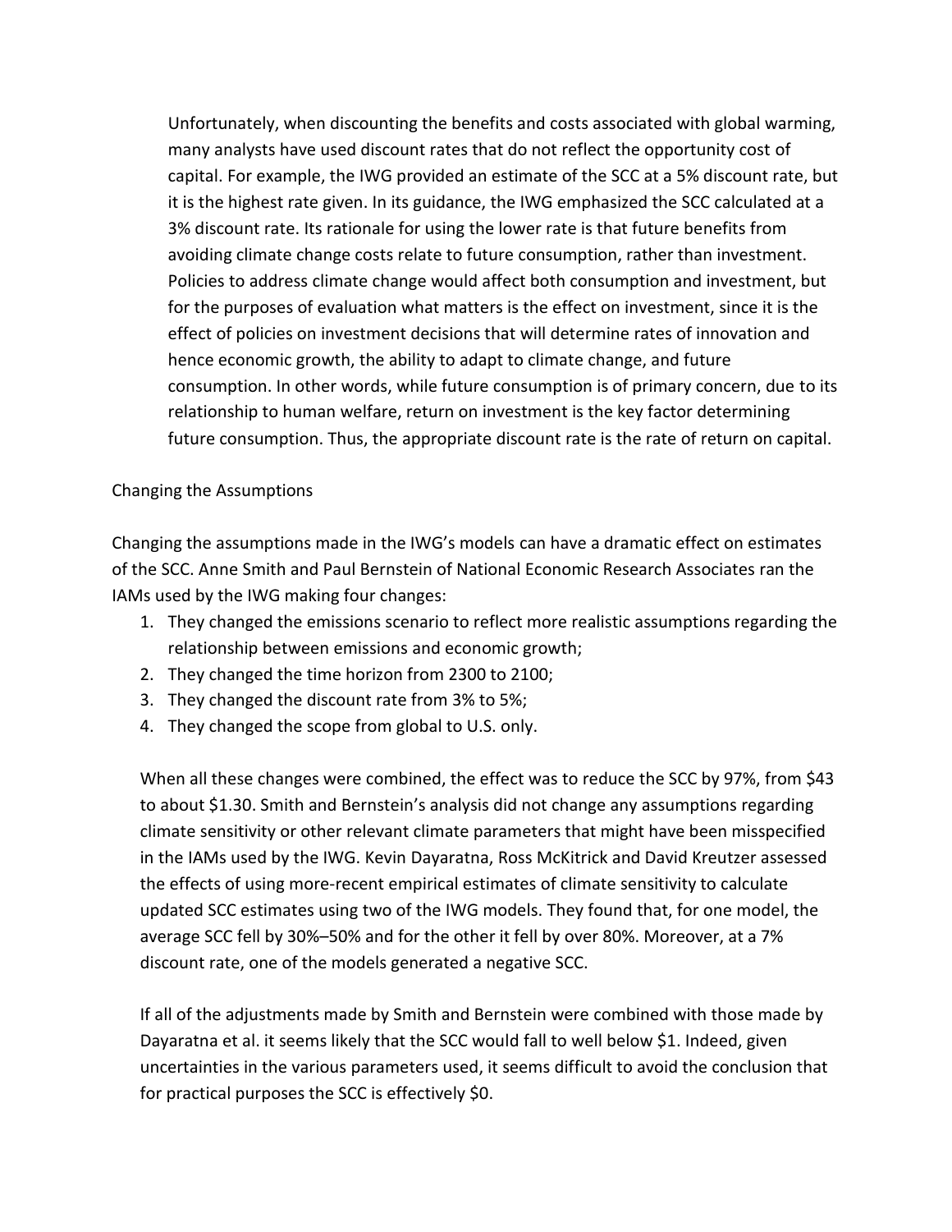Unfortunately, when discounting the benefits and costs associated with global warming, many analysts have used discount rates that do not reflect the opportunity cost of capital. For example, the IWG provided an estimate of the SCC at a 5% discount rate, but it is the highest rate given. In its guidance, the IWG emphasized the SCC calculated at a 3% discount rate. Its rationale for using the lower rate is that future benefits from avoiding climate change costs relate to future consumption, rather than investment. Policies to address climate change would affect both consumption and investment, but for the purposes of evaluation what matters is the effect on investment, since it is the effect of policies on investment decisions that will determine rates of innovation and hence economic growth, the ability to adapt to climate change, and future consumption. In other words, while future consumption is of primary concern, due to its relationship to human welfare, return on investment is the key factor determining future consumption. Thus, the appropriate discount rate is the rate of return on capital.

## Changing the Assumptions

Changing the assumptions made in the IWG's models can have a dramatic effect on estimates of the SCC. Anne Smith and Paul Bernstein of National Economic Research Associates ran the IAMs used by the IWG making four changes:

1. They changed the emissions scenario to reflect more realistic assumptions regarding the relationship between emissions and economic growth;
2. They changed the time horizon from 2300 to 2100;
3. They changed the discount rate from 3% to 5%;
4. They changed the scope from global to U.S. only.

When all these changes were combined, the effect was to reduce the SCC by 97%, from $43 to about $1.30. Smith and Bernstein's analysis did not change any assumptions regarding climate sensitivity or other relevant climate parameters that might have been misspecified in the IAMs used by the IWG. Kevin Dayaratna, Ross McKitrick and David Kreutzer assessed the effects of using more-recent empirical estimates of climate sensitivity to calculate updated SCC estimates using two of the IWG models. They found that, for one model, the average SCC fell by 30%–50% and for the other it fell by over 80%. Moreover, at a 7% discount rate, one of the models generated a negative SCC.

If all of the adjustments made by Smith and Bernstein were combined with those made by Dayaratna et al. it seems likely that the SCC would fall to well below $1. Indeed, given uncertainties in the various parameters used, it seems difficult to avoid the conclusion that for practical purposes the SCC is effectively $0.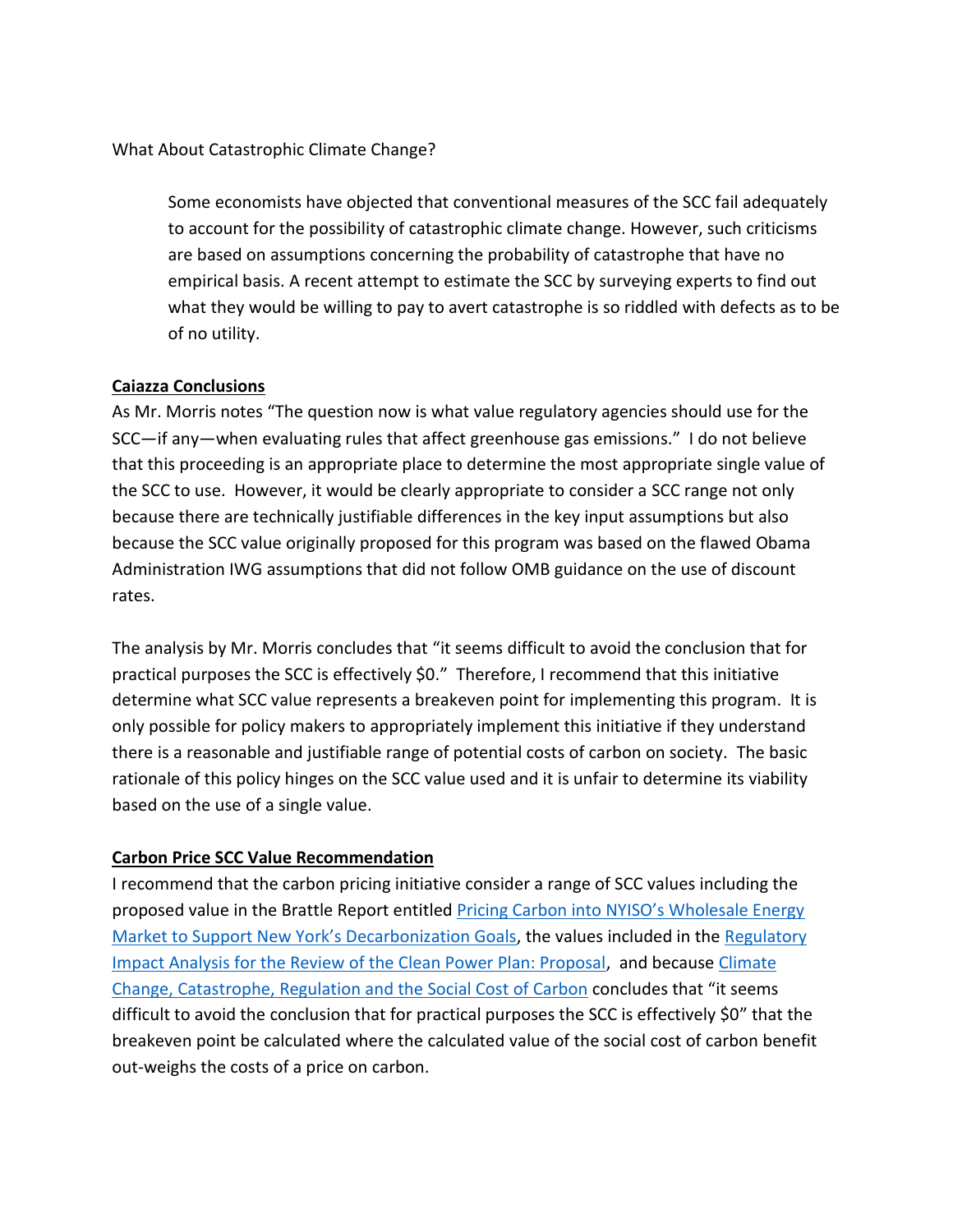What About Catastrophic Climate Change?

> Some economists have objected that conventional measures of the SCC fail adequately to account for the possibility of catastrophic climate change. However, such criticisms are based on assumptions concerning the probability of catastrophe that have no empirical basis. A recent attempt to estimate the SCC by surveying experts to find out what they would be willing to pay to avert catastrophe is so riddled with defects as to be of no utility.

**Caiazza Conclusions**

As Mr. Morris notes "The question now is what value regulatory agencies should use for the SCC—if any—when evaluating rules that affect greenhouse gas emissions." I do not believe that this proceeding is an appropriate place to determine the most appropriate single value of the SCC to use. However, it would be clearly appropriate to consider a SCC range not only because there are technically justifiable differences in the key input assumptions but also because the SCC value originally proposed for this program was based on the flawed Obama Administration IWG assumptions that did not follow OMB guidance on the use of discount rates.

The analysis by Mr. Morris concludes that "it seems difficult to avoid the conclusion that for practical purposes the SCC is effectively $0." Therefore, I recommend that this initiative determine what SCC value represents a breakeven point for implementing this program. It is only possible for policy makers to appropriately implement this initiative if they understand there is a reasonable and justifiable range of potential costs of carbon on society. The basic rationale of this policy hinges on the SCC value used and it is unfair to determine its viability based on the use of a single value.

**Carbon Price SCC Value Recommendation**

I recommend that the carbon pricing initiative consider a range of SCC values including the proposed value in the Brattle Report entitled Pricing Carbon into NYISO's Wholesale Energy Market to Support New York's Decarbonization Goals, the values included in the Regulatory Impact Analysis for the Review of the Clean Power Plan: Proposal, and because Climate Change, Catastrophe, Regulation and the Social Cost of Carbon concludes that "it seems difficult to avoid the conclusion that for practical purposes the SCC is effectively $0" that the breakeven point be calculated where the calculated value of the social cost of carbon benefit out-weighs the costs of a price on carbon.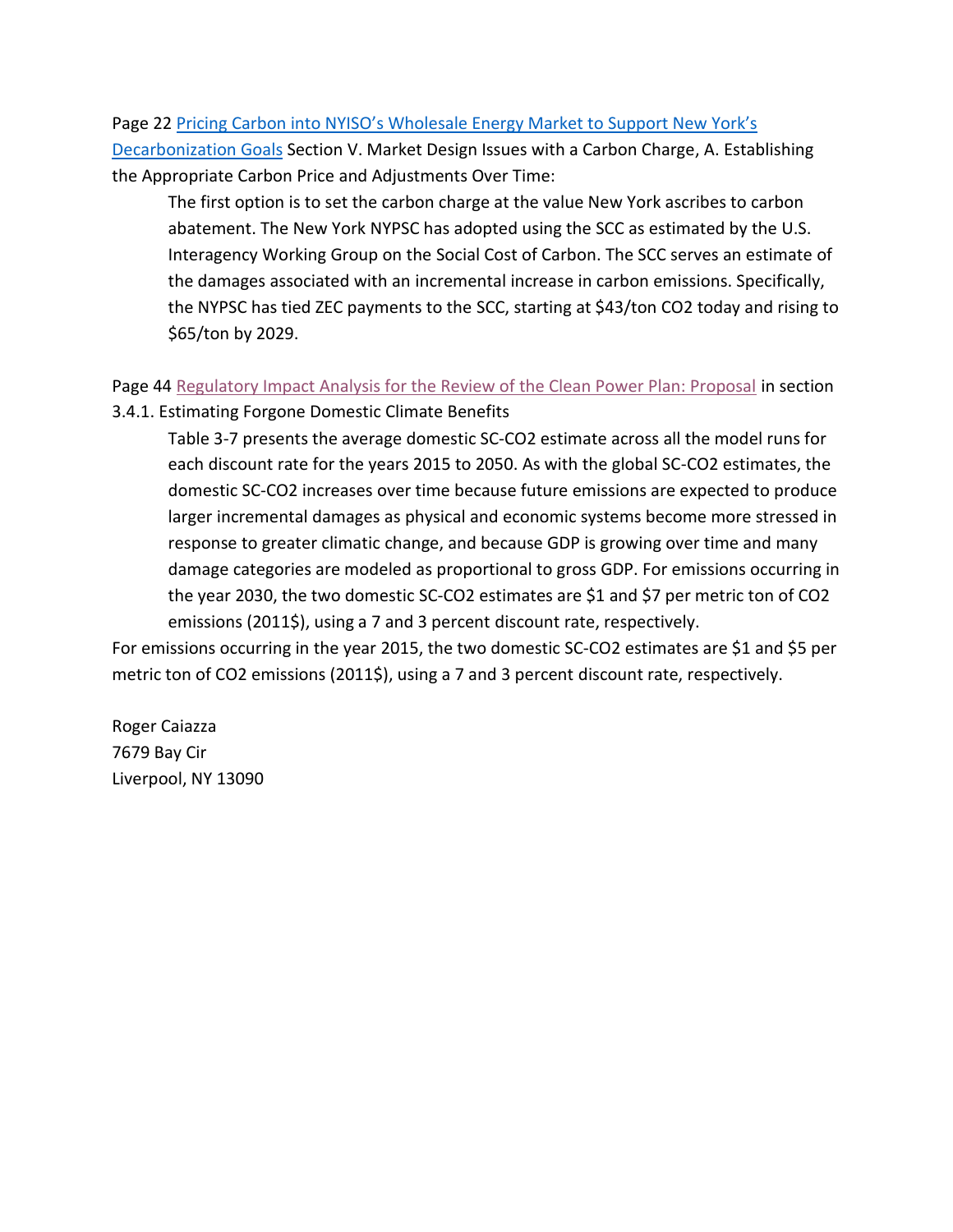Page 22 [Pricing Carbon into NYISO's Wholesale Energy Market to Support New York's Decarbonization Goals] Section V. Market Design Issues with a Carbon Charge, A. Establishing the Appropriate Carbon Price and Adjustments Over Time:

> The first option is to set the carbon charge at the value New York ascribes to carbon abatement. The New York NYPSC has adopted using the SCC as estimated by the U.S. Interagency Working Group on the Social Cost of Carbon. The SCC serves an estimate of the damages associated with an incremental increase in carbon emissions. Specifically, the NYPSC has tied ZEC payments to the SCC, starting at $43/ton CO2 today and rising to $65/ton by 2029.

Page 44 [Regulatory Impact Analysis for the Review of the Clean Power Plan: Proposal] in section 3.4.1. Estimating Forgone Domestic Climate Benefits

> Table 3-7 presents the average domestic SC-CO2 estimate across all the model runs for each discount rate for the years 2015 to 2050. As with the global SC-CO2 estimates, the domestic SC-CO2 increases over time because future emissions are expected to produce larger incremental damages as physical and economic systems become more stressed in response to greater climatic change, and because GDP is growing over time and many damage categories are modeled as proportional to gross GDP. For emissions occurring in the year 2030, the two domestic SC-CO2 estimates are $1 and $7 per metric ton of CO2 emissions (2011$), using a 7 and 3 percent discount rate, respectively.

For emissions occurring in the year 2015, the two domestic SC-CO2 estimates are $1 and $5 per metric ton of CO2 emissions (2011$), using a 7 and 3 percent discount rate, respectively.

Roger Caiazza
7679 Bay Cir
Liverpool, NY 13090